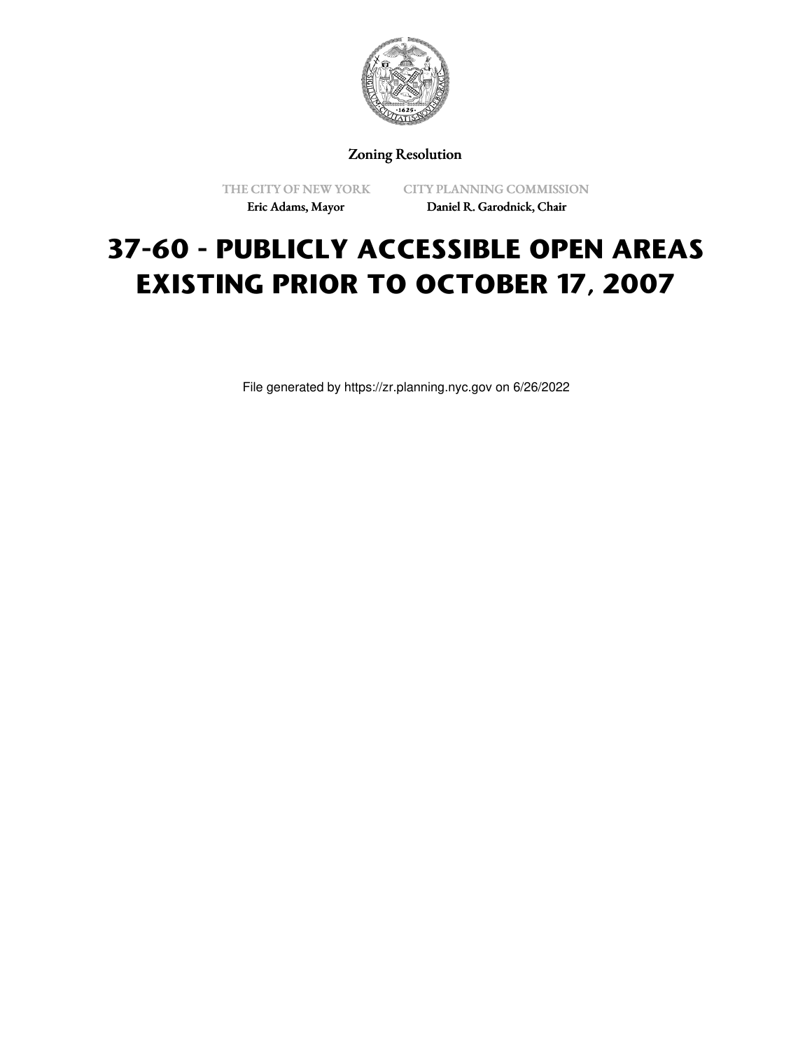Zoning Resolution

THE CITY OF NEW YORK
Eric Adams, Mayor

CITY PLANNING COMMISSION
Daniel R. Garodnick, Chair

# 37-60 - PUBLICLY ACCESSIBLE OPEN AREAS EXISTING PRIOR TO OCTOBER 17, 2007

File generated by https://zr.planning.nyc.gov on 6/26/2022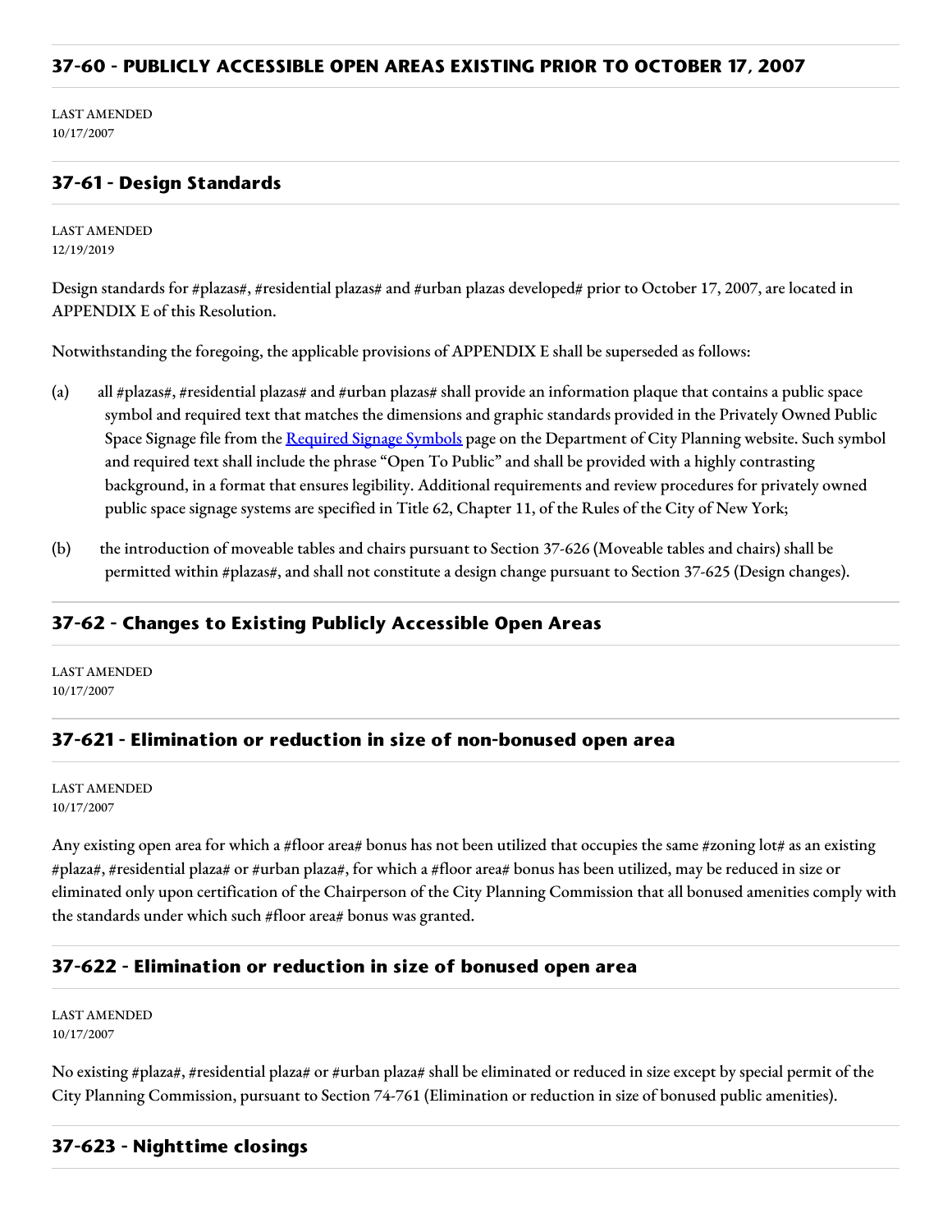## 37-60 - PUBLICLY ACCESSIBLE OPEN AREAS EXISTING PRIOR TO OCTOBER 17, 2007

LAST AMENDED
10/17/2007

### 37-61 - Design Standards

LAST AMENDED
12/19/2019

Design standards for #plazas#, #residential plazas# and #urban plazas developed# prior to October 17, 2007, are located in APPENDIX E of this Resolution.

Notwithstanding the foregoing, the applicable provisions of APPENDIX E shall be superseded as follows:

(a) all #plazas#, #residential plazas# and #urban plazas# shall provide an information plaque that contains a public space symbol and required text that matches the dimensions and graphic standards provided in the Privately Owned Public Space Signage file from the Required Signage Symbols page on the Department of City Planning website. Such symbol and required text shall include the phrase "Open To Public" and shall be provided with a highly contrasting background, in a format that ensures legibility. Additional requirements and review procedures for privately owned public space signage systems are specified in Title 62, Chapter 11, of the Rules of the City of New York;

(b) the introduction of moveable tables and chairs pursuant to Section 37-626 (Moveable tables and chairs) shall be permitted within #plazas#, and shall not constitute a design change pursuant to Section 37-625 (Design changes).

### 37-62 - Changes to Existing Publicly Accessible Open Areas

LAST AMENDED
10/17/2007

### 37-621 - Elimination or reduction in size of non-bonused open area

LAST AMENDED
10/17/2007

Any existing open area for which a #floor area# bonus has not been utilized that occupies the same #zoning lot# as an existing #plaza#, #residential plaza# or #urban plaza#, for which a #floor area# bonus has been utilized, may be reduced in size or eliminated only upon certification of the Chairperson of the City Planning Commission that all bonused amenities comply with the standards under which such #floor area# bonus was granted.

### 37-622 - Elimination or reduction in size of bonused open area

LAST AMENDED
10/17/2007

No existing #plaza#, #residential plaza# or #urban plaza# shall be eliminated or reduced in size except by special permit of the City Planning Commission, pursuant to Section 74-761 (Elimination or reduction in size of bonused public amenities).

### 37-623 - Nighttime closings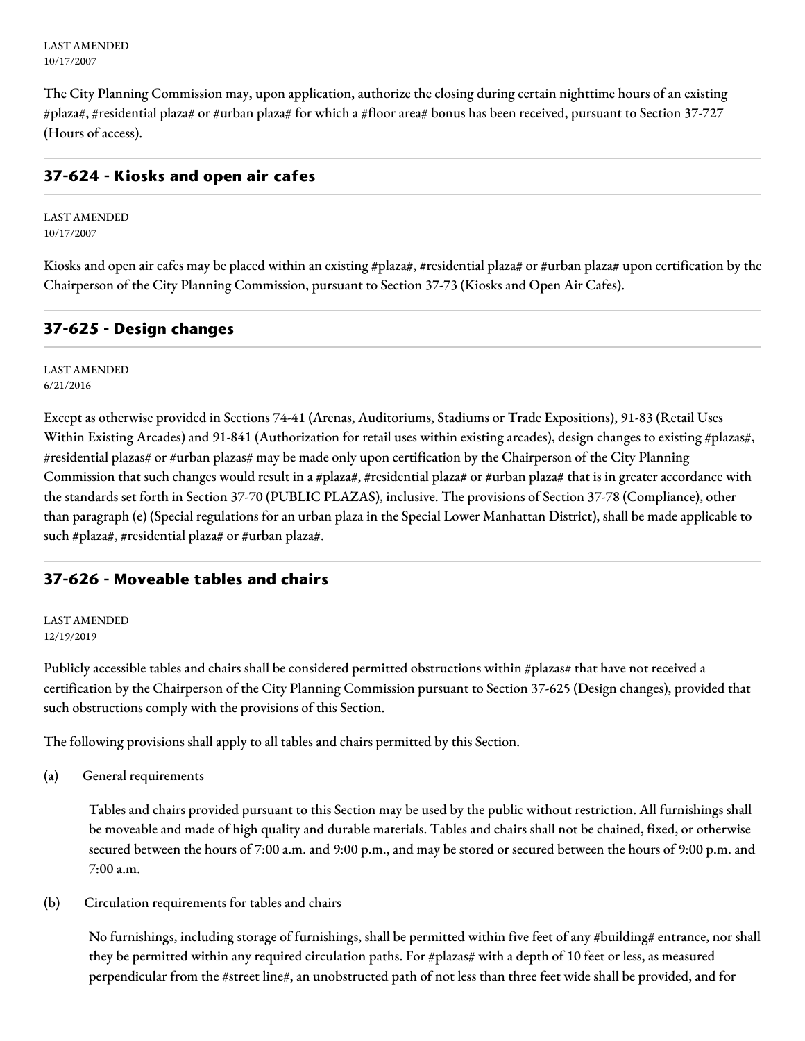LAST AMENDED
10/17/2007

The City Planning Commission may, upon application, authorize the closing during certain nighttime hours of an existing #plaza#, #residential plaza# or #urban plaza# for which a #floor area# bonus has been received, pursuant to Section 37-727 (Hours of access).

## 37-624 - Kiosks and open air cafes

LAST AMENDED
10/17/2007

Kiosks and open air cafes may be placed within an existing #plaza#, #residential plaza# or #urban plaza# upon certification by the Chairperson of the City Planning Commission, pursuant to Section 37-73 (Kiosks and Open Air Cafes).

## 37-625 - Design changes

LAST AMENDED
6/21/2016

Except as otherwise provided in Sections 74-41 (Arenas, Auditoriums, Stadiums or Trade Expositions), 91-83 (Retail Uses Within Existing Arcades) and 91-841 (Authorization for retail uses within existing arcades), design changes to existing #plazas#, #residential plazas# or #urban plazas# may be made only upon certification by the Chairperson of the City Planning Commission that such changes would result in a #plaza#, #residential plaza# or #urban plaza# that is in greater accordance with the standards set forth in Section 37-70 (PUBLIC PLAZAS), inclusive. The provisions of Section 37-78 (Compliance), other than paragraph (e) (Special regulations for an urban plaza in the Special Lower Manhattan District), shall be made applicable to such #plaza#, #residential plaza# or #urban plaza#.

## 37-626 - Moveable tables and chairs

LAST AMENDED
12/19/2019

Publicly accessible tables and chairs shall be considered permitted obstructions within #plazas# that have not received a certification by the Chairperson of the City Planning Commission pursuant to Section 37-625 (Design changes), provided that such obstructions comply with the provisions of this Section.

The following provisions shall apply to all tables and chairs permitted by this Section.

(a) General requirements

Tables and chairs provided pursuant to this Section may be used by the public without restriction. All furnishings shall be moveable and made of high quality and durable materials. Tables and chairs shall not be chained, fixed, or otherwise secured between the hours of 7:00 a.m. and 9:00 p.m., and may be stored or secured between the hours of 9:00 p.m. and 7:00 a.m.

(b) Circulation requirements for tables and chairs

No furnishings, including storage of furnishings, shall be permitted within five feet of any #building# entrance, nor shall they be permitted within any required circulation paths. For #plazas# with a depth of 10 feet or less, as measured perpendicular from the #street line#, an unobstructed path of not less than three feet wide shall be provided, and for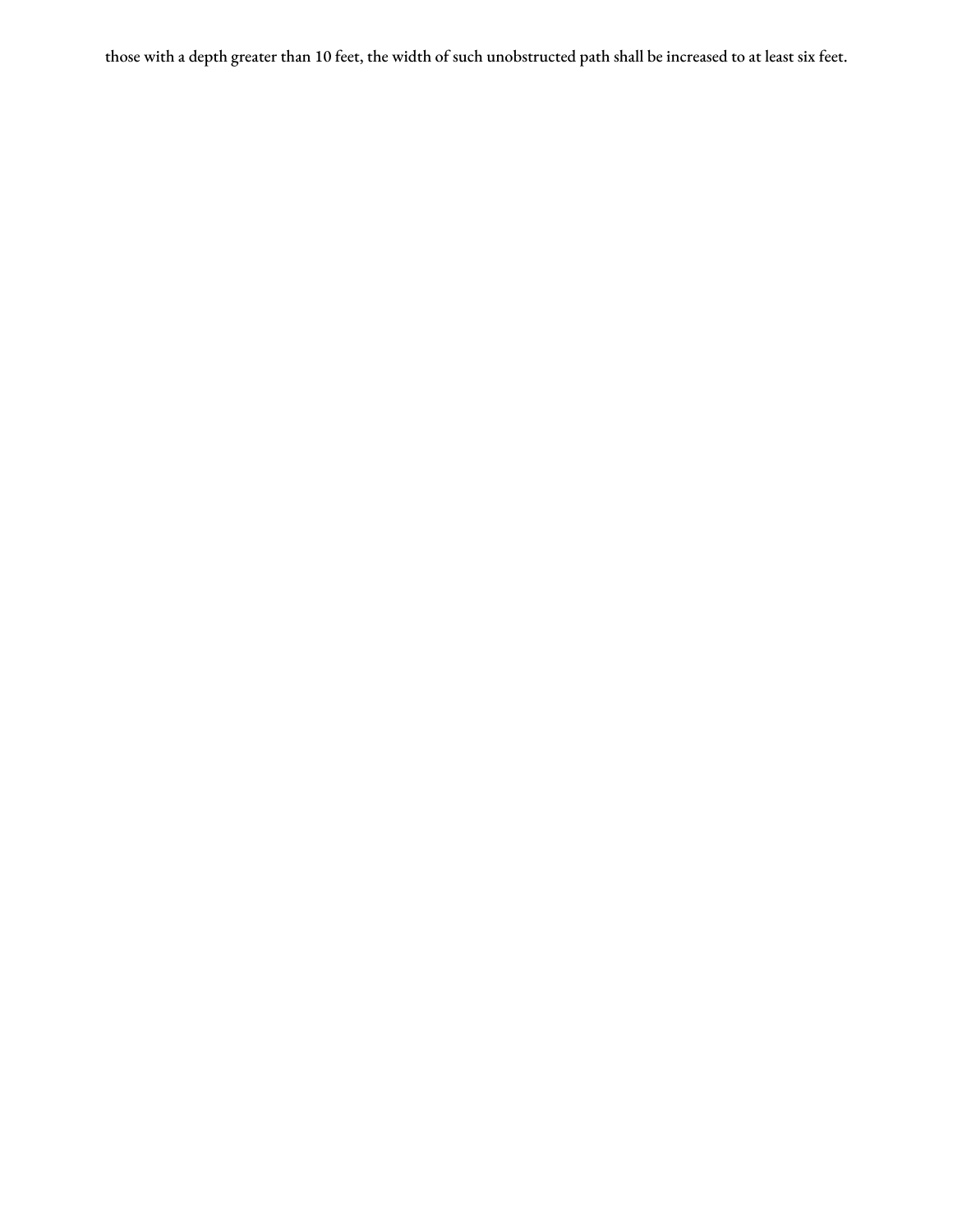those with a depth greater than 10 feet, the width of such unobstructed path shall be increased to at least six feet.